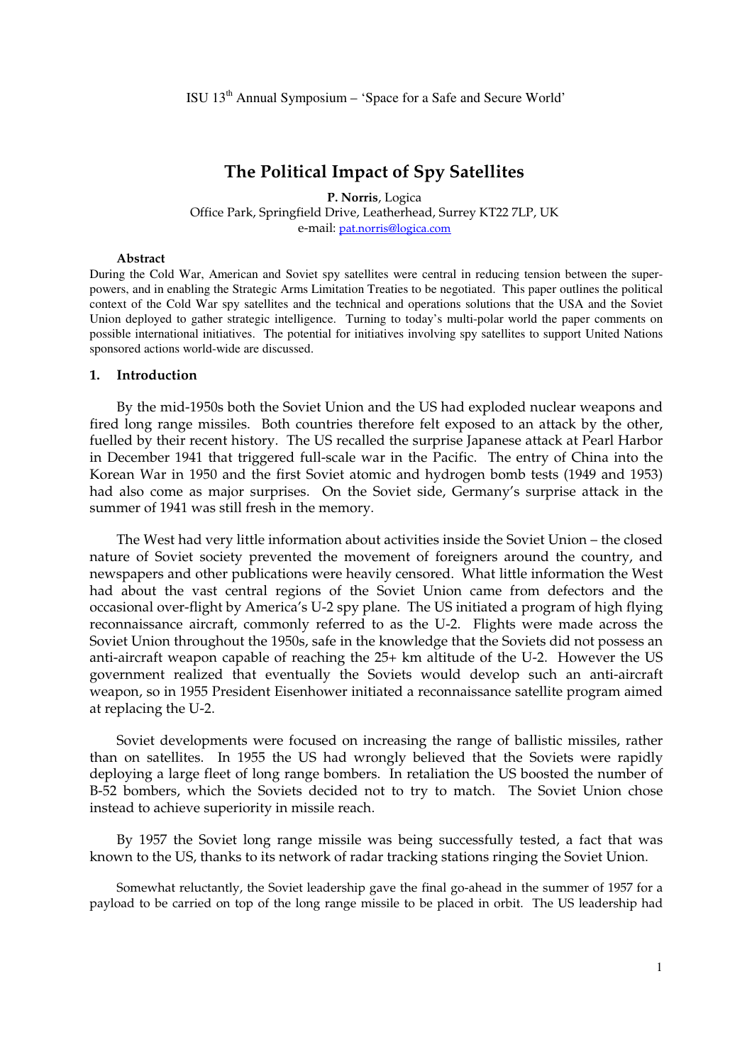ISU 13th Annual Symposium – 'Space for a Safe and Secure World'

# The Political Impact of Spy Satellites

**P. Norris**, Logica
Office Park, Springfield Drive, Leatherhead, Surrey KT22 7LP, UK
e-mail: pat.norris@logica.com

### Abstract

During the Cold War, American and Soviet spy satellites were central in reducing tension between the super-powers, and in enabling the Strategic Arms Limitation Treaties to be negotiated. This paper outlines the political context of the Cold War spy satellites and the technical and operations solutions that the USA and the Soviet Union deployed to gather strategic intelligence. Turning to today's multi-polar world the paper comments on possible international initiatives. The potential for initiatives involving spy satellites to support United Nations sponsored actions world-wide are discussed.

## 1. Introduction

By the mid-1950s both the Soviet Union and the US had exploded nuclear weapons and fired long range missiles. Both countries therefore felt exposed to an attack by the other, fuelled by their recent history. The US recalled the surprise Japanese attack at Pearl Harbor in December 1941 that triggered full-scale war in the Pacific. The entry of China into the Korean War in 1950 and the first Soviet atomic and hydrogen bomb tests (1949 and 1953) had also come as major surprises. On the Soviet side, Germany's surprise attack in the summer of 1941 was still fresh in the memory.

The West had very little information about activities inside the Soviet Union – the closed nature of Soviet society prevented the movement of foreigners around the country, and newspapers and other publications were heavily censored. What little information the West had about the vast central regions of the Soviet Union came from defectors and the occasional over-flight by America's U-2 spy plane. The US initiated a program of high flying reconnaissance aircraft, commonly referred to as the U-2. Flights were made across the Soviet Union throughout the 1950s, safe in the knowledge that the Soviets did not possess an anti-aircraft weapon capable of reaching the 25+ km altitude of the U-2. However the US government realized that eventually the Soviets would develop such an anti-aircraft weapon, so in 1955 President Eisenhower initiated a reconnaissance satellite program aimed at replacing the U-2.

Soviet developments were focused on increasing the range of ballistic missiles, rather than on satellites. In 1955 the US had wrongly believed that the Soviets were rapidly deploying a large fleet of long range bombers. In retaliation the US boosted the number of B-52 bombers, which the Soviets decided not to try to match. The Soviet Union chose instead to achieve superiority in missile reach.

By 1957 the Soviet long range missile was being successfully tested, a fact that was known to the US, thanks to its network of radar tracking stations ringing the Soviet Union.

Somewhat reluctantly, the Soviet leadership gave the final go-ahead in the summer of 1957 for a payload to be carried on top of the long range missile to be placed in orbit. The US leadership had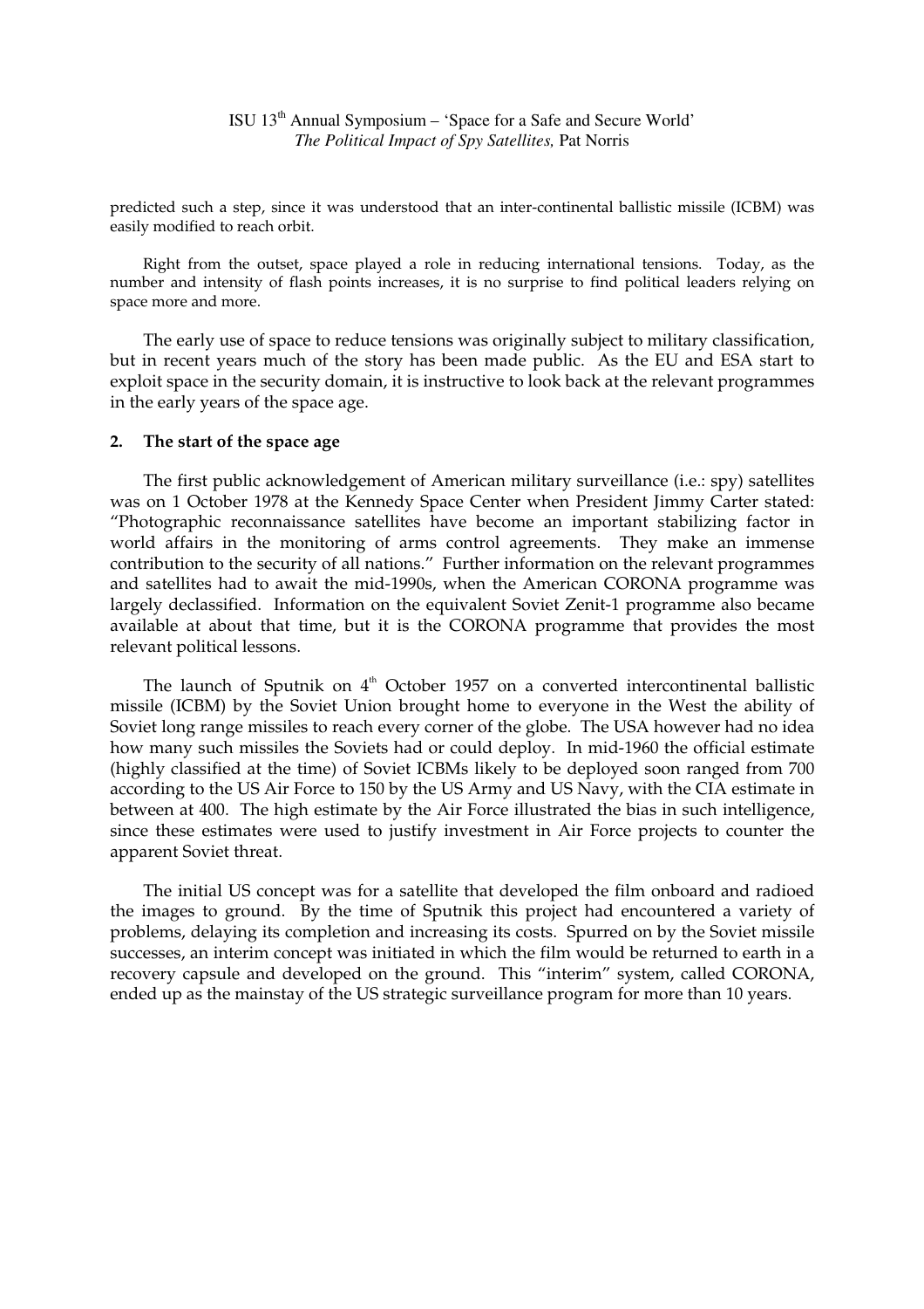predicted such a step, since it was understood that an inter-continental ballistic missile (ICBM) was easily modified to reach orbit.

Right from the outset, space played a role in reducing international tensions. Today, as the number and intensity of flash points increases, it is no surprise to find political leaders relying on space more and more.

The early use of space to reduce tensions was originally subject to military classification, but in recent years much of the story has been made public. As the EU and ESA start to exploit space in the security domain, it is instructive to look back at the relevant programmes in the early years of the space age.

## 2. The start of the space age

The first public acknowledgement of American military surveillance (i.e.: spy) satellites was on 1 October 1978 at the Kennedy Space Center when President Jimmy Carter stated: "Photographic reconnaissance satellites have become an important stabilizing factor in world affairs in the monitoring of arms control agreements. They make an immense contribution to the security of all nations." Further information on the relevant programmes and satellites had to await the mid-1990s, when the American CORONA programme was largely declassified. Information on the equivalent Soviet Zenit-1 programme also became available at about that time, but it is the CORONA programme that provides the most relevant political lessons.

The launch of Sputnik on 4th October 1957 on a converted intercontinental ballistic missile (ICBM) by the Soviet Union brought home to everyone in the West the ability of Soviet long range missiles to reach every corner of the globe. The USA however had no idea how many such missiles the Soviets had or could deploy. In mid-1960 the official estimate (highly classified at the time) of Soviet ICBMs likely to be deployed soon ranged from 700 according to the US Air Force to 150 by the US Army and US Navy, with the CIA estimate in between at 400. The high estimate by the Air Force illustrated the bias in such intelligence, since these estimates were used to justify investment in Air Force projects to counter the apparent Soviet threat.

The initial US concept was for a satellite that developed the film onboard and radioed the images to ground. By the time of Sputnik this project had encountered a variety of problems, delaying its completion and increasing its costs. Spurred on by the Soviet missile successes, an interim concept was initiated in which the film would be returned to earth in a recovery capsule and developed on the ground. This "interim" system, called CORONA, ended up as the mainstay of the US strategic surveillance program for more than 10 years.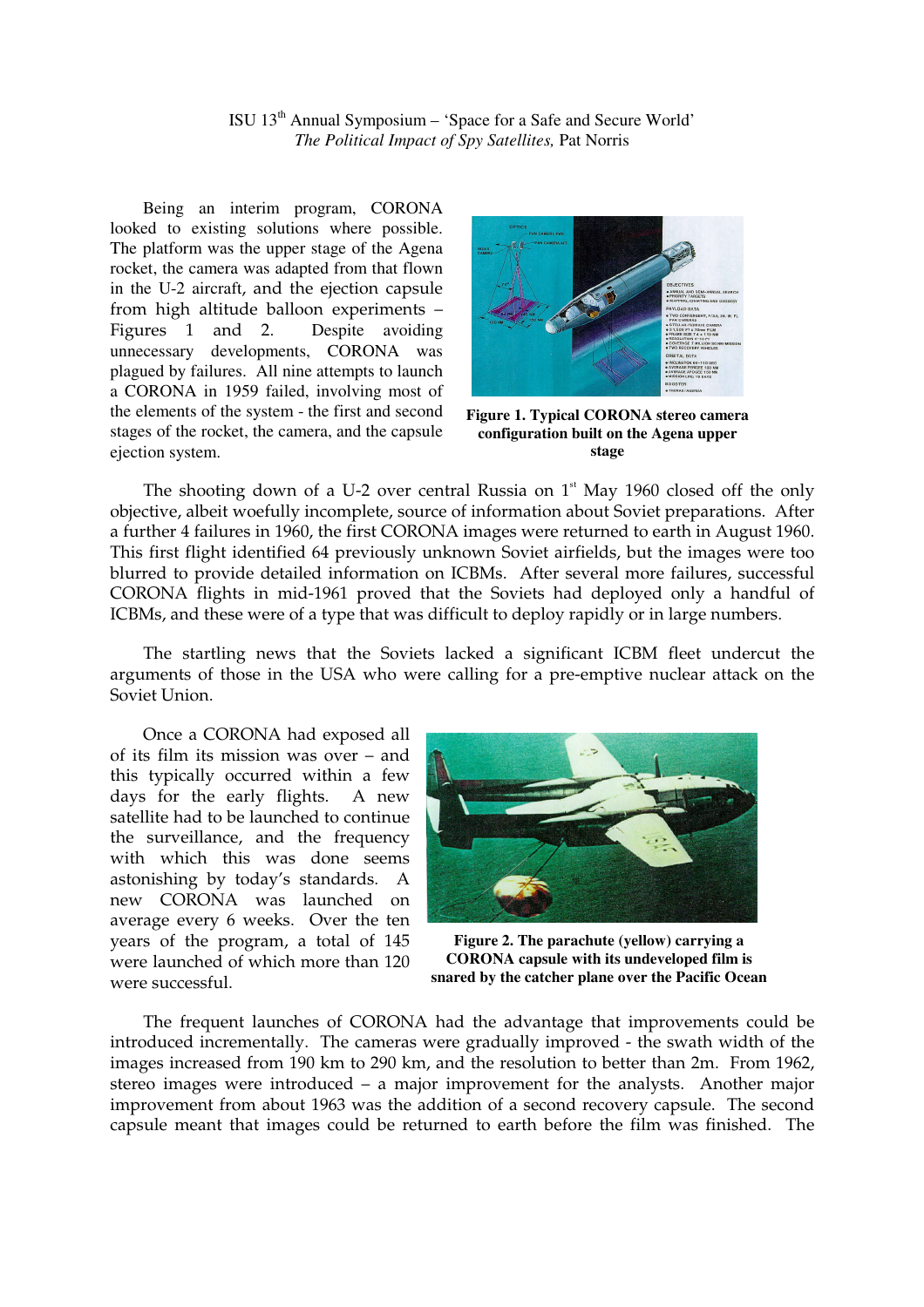Being an interim program, CORONA looked to existing solutions where possible. The platform was the upper stage of the Agena rocket, the camera was adapted from that flown in the U-2 aircraft, and the ejection capsule from high altitude balloon experiments – Figures 1 and 2. Despite avoiding unnecessary developments, CORONA was plagued by failures. All nine attempts to launch a CORONA in 1959 failed, involving most of the elements of the system - the first and second stages of the rocket, the camera, and the capsule ejection system.

**Figure 1. Typical CORONA stereo camera configuration built on the Agena upper stage**

The shooting down of a U-2 over central Russia on 1st May 1960 closed off the only objective, albeit woefully incomplete, source of information about Soviet preparations. After a further 4 failures in 1960, the first CORONA images were returned to earth in August 1960. This first flight identified 64 previously unknown Soviet airfields, but the images were too blurred to provide detailed information on ICBMs. After several more failures, successful CORONA flights in mid-1961 proved that the Soviets had deployed only a handful of ICBMs, and these were of a type that was difficult to deploy rapidly or in large numbers.

The startling news that the Soviets lacked a significant ICBM fleet undercut the arguments of those in the USA who were calling for a pre-emptive nuclear attack on the Soviet Union.

Once a CORONA had exposed all of its film its mission was over – and this typically occurred within a few days for the early flights. A new satellite had to be launched to continue the surveillance, and the frequency with which this was done seems astonishing by today's standards. A new CORONA was launched on average every 6 weeks. Over the ten years of the program, a total of 145 were launched of which more than 120 were successful.

**Figure 2. The parachute (yellow) carrying a CORONA capsule with its undeveloped film is snared by the catcher plane over the Pacific Ocean**

The frequent launches of CORONA had the advantage that improvements could be introduced incrementally. The cameras were gradually improved - the swath width of the images increased from 190 km to 290 km, and the resolution to better than 2m. From 1962, stereo images were introduced – a major improvement for the analysts. Another major improvement from about 1963 was the addition of a second recovery capsule. The second capsule meant that images could be returned to earth before the film was finished. The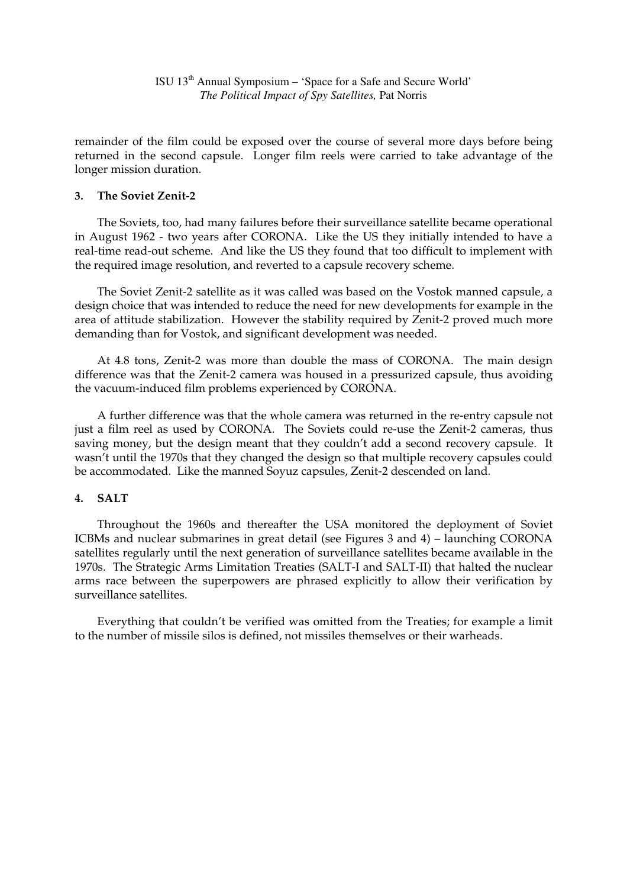remainder of the film could be exposed over the course of several more days before being returned in the second capsule. Longer film reels were carried to take advantage of the longer mission duration.

## 3. The Soviet Zenit-2

The Soviets, too, had many failures before their surveillance satellite became operational in August 1962 - two years after CORONA. Like the US they initially intended to have a real-time read-out scheme. And like the US they found that too difficult to implement with the required image resolution, and reverted to a capsule recovery scheme.

The Soviet Zenit-2 satellite as it was called was based on the Vostok manned capsule, a design choice that was intended to reduce the need for new developments for example in the area of attitude stabilization. However the stability required by Zenit-2 proved much more demanding than for Vostok, and significant development was needed.

At 4.8 tons, Zenit-2 was more than double the mass of CORONA. The main design difference was that the Zenit-2 camera was housed in a pressurized capsule, thus avoiding the vacuum-induced film problems experienced by CORONA.

A further difference was that the whole camera was returned in the re-entry capsule not just a film reel as used by CORONA. The Soviets could re-use the Zenit-2 cameras, thus saving money, but the design meant that they couldn't add a second recovery capsule. It wasn't until the 1970s that they changed the design so that multiple recovery capsules could be accommodated. Like the manned Soyuz capsules, Zenit-2 descended on land.

## 4. SALT

Throughout the 1960s and thereafter the USA monitored the deployment of Soviet ICBMs and nuclear submarines in great detail (see Figures 3 and 4) – launching CORONA satellites regularly until the next generation of surveillance satellites became available in the 1970s. The Strategic Arms Limitation Treaties (SALT-I and SALT-II) that halted the nuclear arms race between the superpowers are phrased explicitly to allow their verification by surveillance satellites.

Everything that couldn't be verified was omitted from the Treaties; for example a limit to the number of missile silos is defined, not missiles themselves or their warheads.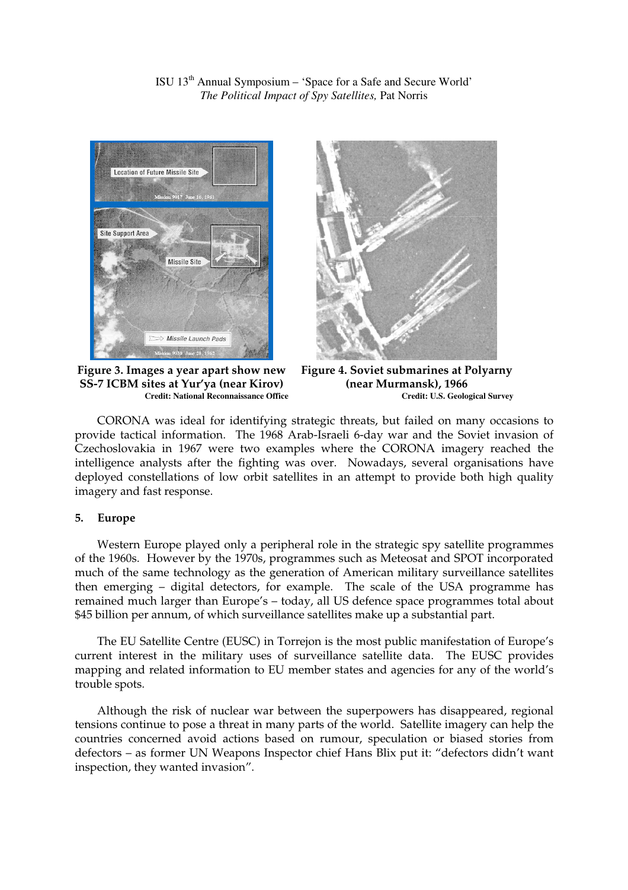**Figure 3. Images a year apart show new SS-7 ICBM sites at Yur'ya (near Kirov)**
**Credit: National Reconnaissance Office**

**Figure 4. Soviet submarines at Polyarny (near Murmansk), 1966**
**Credit: U.S. Geological Survey**

CORONA was ideal for identifying strategic threats, but failed on many occasions to provide tactical information. The 1968 Arab-Israeli 6-day war and the Soviet invasion of Czechoslovakia in 1967 were two examples where the CORONA imagery reached the intelligence analysts after the fighting was over. Nowadays, several organisations have deployed constellations of low orbit satellites in an attempt to provide both high quality imagery and fast response.

## 5. Europe

Western Europe played only a peripheral role in the strategic spy satellite programmes of the 1960s. However by the 1970s, programmes such as Meteosat and SPOT incorporated much of the same technology as the generation of American military surveillance satellites then emerging – digital detectors, for example. The scale of the USA programme has remained much larger than Europe's – today, all US defence space programmes total about $45 billion per annum, of which surveillance satellites make up a substantial part.

The EU Satellite Centre (EUSC) in Torrejon is the most public manifestation of Europe's current interest in the military uses of surveillance satellite data. The EUSC provides mapping and related information to EU member states and agencies for any of the world's trouble spots.

Although the risk of nuclear war between the superpowers has disappeared, regional tensions continue to pose a threat in many parts of the world. Satellite imagery can help the countries concerned avoid actions based on rumour, speculation or biased stories from defectors – as former UN Weapons Inspector chief Hans Blix put it: "defectors didn't want inspection, they wanted invasion".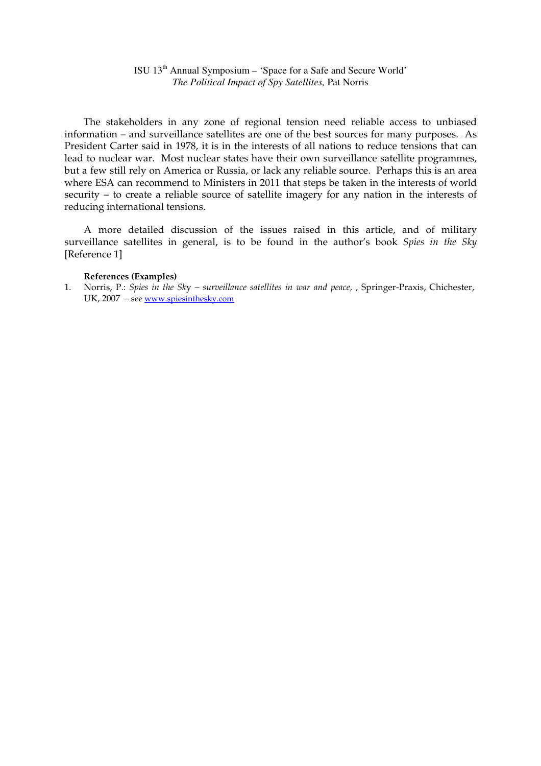The stakeholders in any zone of regional tension need reliable access to unbiased information – and surveillance satellites are one of the best sources for many purposes. As President Carter said in 1978, it is in the interests of all nations to reduce tensions that can lead to nuclear war. Most nuclear states have their own surveillance satellite programmes, but a few still rely on America or Russia, or lack any reliable source. Perhaps this is an area where ESA can recommend to Ministers in 2011 that steps be taken in the interests of world security – to create a reliable source of satellite imagery for any nation in the interests of reducing international tensions.

A more detailed discussion of the issues raised in this article, and of military surveillance satellites in general, is to be found in the author's book *Spies in the Sky* [Reference 1]

**References (Examples)**

1. Norris, P.: *Spies in the Sky – surveillance satellites in war and peace,* , Springer-Praxis, Chichester, UK, 2007 – see www.spiesinthesky.com